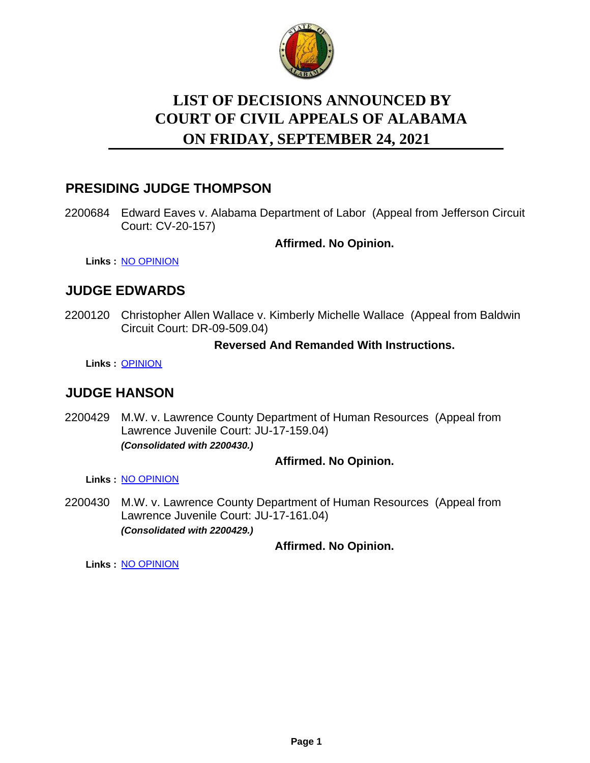# LIST OF DECISIONS ANNOUNCED BY COURT OF CIVIL APPEALS OF ALABAMA ON FRIDAY, SEPTEMBER 24, 2021

## PRESIDING JUDGE THOMPSON

2200684 Edward Eaves v. Alabama Department of Labor (Appeal from Jefferson Circuit Court: CV-20-157)

**Affirmed. No Opinion.**

**Links :** NO OPINION

## JUDGE EDWARDS

2200120 Christopher Allen Wallace v. Kimberly Michelle Wallace (Appeal from Baldwin Circuit Court: DR-09-509.04)

**Reversed And Remanded With Instructions.**

**Links :** OPINION

## JUDGE HANSON

2200429 M.W. v. Lawrence County Department of Human Resources (Appeal from Lawrence Juvenile Court: JU-17-159.04)
***(Consolidated with 2200430.)***

**Affirmed. No Opinion.**

**Links :** NO OPINION

2200430 M.W. v. Lawrence County Department of Human Resources (Appeal from Lawrence Juvenile Court: JU-17-161.04)
***(Consolidated with 2200429.)***

**Affirmed. No Opinion.**

**Links :** NO OPINION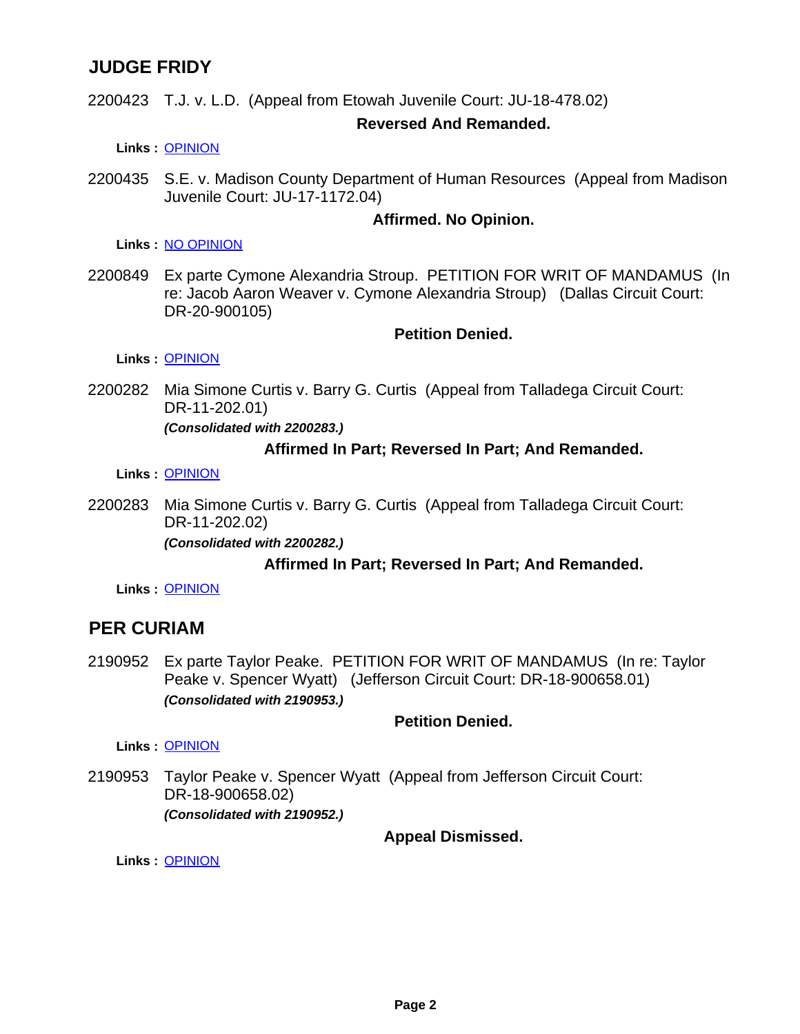## JUDGE FRIDY

2200423 T.J. v. L.D. (Appeal from Etowah Juvenile Court: JU-18-478.02)

**Reversed And Remanded.**

**Links :** OPINION

2200435 S.E. v. Madison County Department of Human Resources (Appeal from Madison Juvenile Court: JU-17-1172.04)

**Affirmed. No Opinion.**

**Links :** NO OPINION

2200849 Ex parte Cymone Alexandria Stroup. PETITION FOR WRIT OF MANDAMUS (In re: Jacob Aaron Weaver v. Cymone Alexandria Stroup) (Dallas Circuit Court: DR-20-900105)

**Petition Denied.**

**Links :** OPINION

2200282 Mia Simone Curtis v. Barry G. Curtis (Appeal from Talladega Circuit Court: DR-11-202.01)

***(Consolidated with 2200283.)***

**Affirmed In Part; Reversed In Part; And Remanded.**

**Links :** OPINION

2200283 Mia Simone Curtis v. Barry G. Curtis (Appeal from Talladega Circuit Court: DR-11-202.02)

***(Consolidated with 2200282.)***

**Affirmed In Part; Reversed In Part; And Remanded.**

**Links :** OPINION

## PER CURIAM

2190952 Ex parte Taylor Peake. PETITION FOR WRIT OF MANDAMUS (In re: Taylor Peake v. Spencer Wyatt) (Jefferson Circuit Court: DR-18-900658.01)

***(Consolidated with 2190953.)***

**Petition Denied.**

**Links :** OPINION

2190953 Taylor Peake v. Spencer Wyatt (Appeal from Jefferson Circuit Court: DR-18-900658.02)

***(Consolidated with 2190952.)***

**Appeal Dismissed.**

**Links :** OPINION